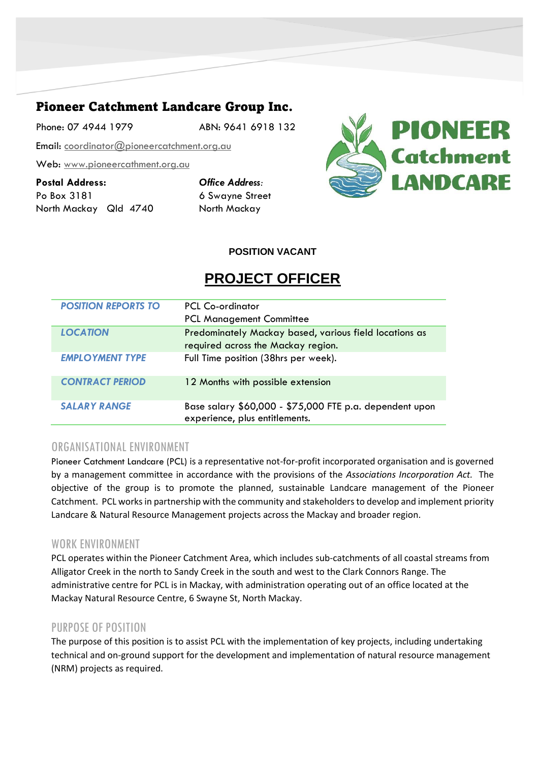# Pioneer Catchment Landcare Group Inc.

Phone: 07 4944 1979 ABN: 9641 6918 132

Email: coordinator@pioneercatchment.org.au

Web: www.pioneercathment.org.au

**Postal Address:**
Po Box 3181
North Mackay Qld 4740

***Office Address:***
6 Swayne Street
North Mackay

**POSITION VACANT**

## PROJECT OFFICER

| | |
|---|---|
| ***POSITION REPORTS TO*** | PCL Co-ordinator<br>PCL Management Committee |
| ***LOCATION*** | Predominately Mackay based, various field locations as required across the Mackay region. |
| ***EMPLOYMENT TYPE*** | Full Time position (38hrs per week). |
| ***CONTRACT PERIOD*** | 12 Months with possible extension |
| ***SALARY RANGE*** | Base salary $60,000 - $75,000 FTE p.a. dependent upon experience, plus entitlements. |

### ORGANISATIONAL ENVIRONMENT

Pioneer Catchment Landcare (PCL) is a representative not-for-profit incorporated organisation and is governed by a management committee in accordance with the provisions of the *Associations Incorporation Act.* The objective of the group is to promote the planned, sustainable Landcare management of the Pioneer Catchment. PCL works in partnership with the community and stakeholders to develop and implement priority Landcare & Natural Resource Management projects across the Mackay and broader region.

### WORK ENVIRONMENT

PCL operates within the Pioneer Catchment Area, which includes sub-catchments of all coastal streams from Alligator Creek in the north to Sandy Creek in the south and west to the Clark Connors Range. The administrative centre for PCL is in Mackay, with administration operating out of an office located at the Mackay Natural Resource Centre, 6 Swayne St, North Mackay.

### PURPOSE OF POSITION

The purpose of this position is to assist PCL with the implementation of key projects, including undertaking technical and on-ground support for the development and implementation of natural resource management (NRM) projects as required.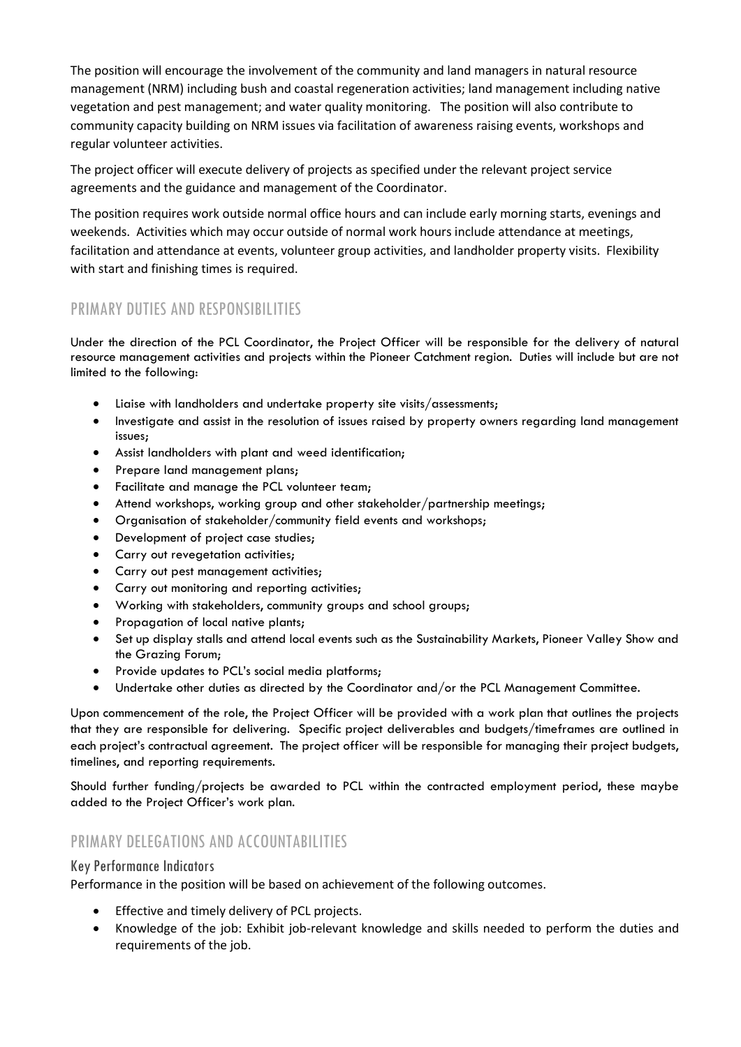The position will encourage the involvement of the community and land managers in natural resource management (NRM) including bush and coastal regeneration activities; land management including native vegetation and pest management; and water quality monitoring. The position will also contribute to community capacity building on NRM issues via facilitation of awareness raising events, workshops and regular volunteer activities.

The project officer will execute delivery of projects as specified under the relevant project service agreements and the guidance and management of the Coordinator.

The position requires work outside normal office hours and can include early morning starts, evenings and weekends. Activities which may occur outside of normal work hours include attendance at meetings, facilitation and attendance at events, volunteer group activities, and landholder property visits. Flexibility with start and finishing times is required.

## PRIMARY DUTIES AND RESPONSIBILITIES

Under the direction of the PCL Coordinator, the Project Officer will be responsible for the delivery of natural resource management activities and projects within the Pioneer Catchment region. Duties will include but are not limited to the following:

- Liaise with landholders and undertake property site visits/assessments;
- Investigate and assist in the resolution of issues raised by property owners regarding land management issues;
- Assist landholders with plant and weed identification;
- Prepare land management plans;
- Facilitate and manage the PCL volunteer team;
- Attend workshops, working group and other stakeholder/partnership meetings;
- Organisation of stakeholder/community field events and workshops;
- Development of project case studies;
- Carry out revegetation activities;
- Carry out pest management activities;
- Carry out monitoring and reporting activities;
- Working with stakeholders, community groups and school groups;
- Propagation of local native plants;
- Set up display stalls and attend local events such as the Sustainability Markets, Pioneer Valley Show and the Grazing Forum;
- Provide updates to PCL's social media platforms;
- Undertake other duties as directed by the Coordinator and/or the PCL Management Committee.

Upon commencement of the role, the Project Officer will be provided with a work plan that outlines the projects that they are responsible for delivering. Specific project deliverables and budgets/timeframes are outlined in each project's contractual agreement. The project officer will be responsible for managing their project budgets, timelines, and reporting requirements.

Should further funding/projects be awarded to PCL within the contracted employment period, these maybe added to the Project Officer's work plan.

## PRIMARY DELEGATIONS AND ACCOUNTABILITIES

### Key Performance Indicators

Performance in the position will be based on achievement of the following outcomes.

- Effective and timely delivery of PCL projects.
- Knowledge of the job: Exhibit job-relevant knowledge and skills needed to perform the duties and requirements of the job.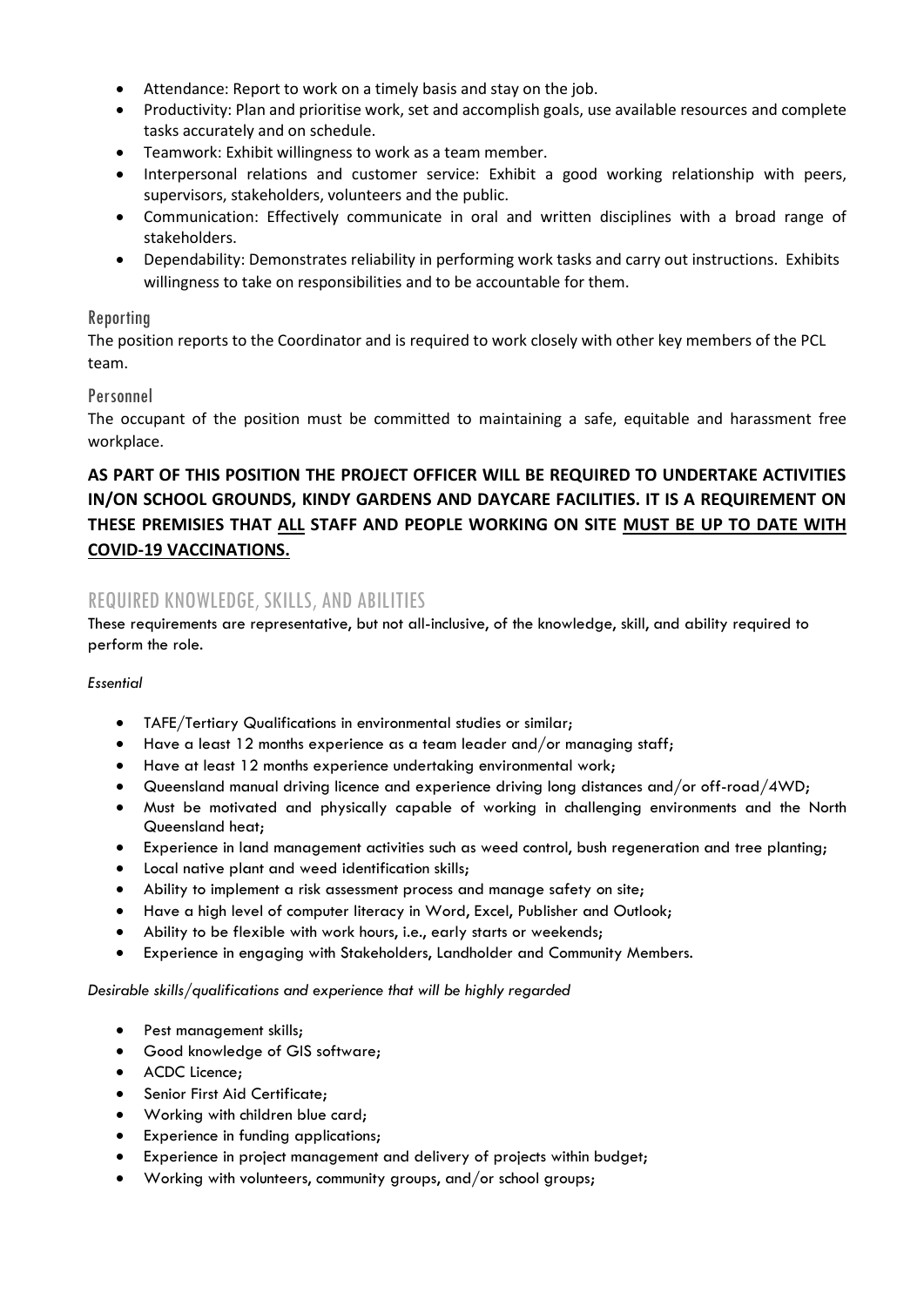- Attendance: Report to work on a timely basis and stay on the job.
- Productivity: Plan and prioritise work, set and accomplish goals, use available resources and complete tasks accurately and on schedule.
- Teamwork: Exhibit willingness to work as a team member.
- Interpersonal relations and customer service: Exhibit a good working relationship with peers, supervisors, stakeholders, volunteers and the public.
- Communication: Effectively communicate in oral and written disciplines with a broad range of stakeholders.
- Dependability: Demonstrates reliability in performing work tasks and carry out instructions. Exhibits willingness to take on responsibilities and to be accountable for them.

### Reporting

The position reports to the Coordinator and is required to work closely with other key members of the PCL team.

### Personnel

The occupant of the position must be committed to maintaining a safe, equitable and harassment free workplace.

**AS PART OF THIS POSITION THE PROJECT OFFICER WILL BE REQUIRED TO UNDERTAKE ACTIVITIES IN/ON SCHOOL GROUNDS, KINDY GARDENS AND DAYCARE FACILITIES. IT IS A REQUIREMENT ON THESE PREMISIES THAT <u>ALL</u> STAFF AND PEOPLE WORKING ON SITE <u>MUST BE UP TO DATE WITH COVID-19 VACCINATIONS.</u>**

## REQUIRED KNOWLEDGE, SKILLS, AND ABILITIES

These requirements are representative, but not all-inclusive, of the knowledge, skill, and ability required to perform the role.

*Essential*

- TAFE/Tertiary Qualifications in environmental studies or similar;
- Have a least 12 months experience as a team leader and/or managing staff;
- Have at least 12 months experience undertaking environmental work;
- Queensland manual driving licence and experience driving long distances and/or off-road/4WD;
- Must be motivated and physically capable of working in challenging environments and the North Queensland heat;
- Experience in land management activities such as weed control, bush regeneration and tree planting;
- Local native plant and weed identification skills;
- Ability to implement a risk assessment process and manage safety on site;
- Have a high level of computer literacy in Word, Excel, Publisher and Outlook;
- Ability to be flexible with work hours, i.e., early starts or weekends;
- Experience in engaging with Stakeholders, Landholder and Community Members.

*Desirable skills/qualifications and experience that will be highly regarded*

- Pest management skills;
- Good knowledge of GIS software;
- ACDC Licence;
- Senior First Aid Certificate;
- Working with children blue card;
- Experience in funding applications;
- Experience in project management and delivery of projects within budget;
- Working with volunteers, community groups, and/or school groups;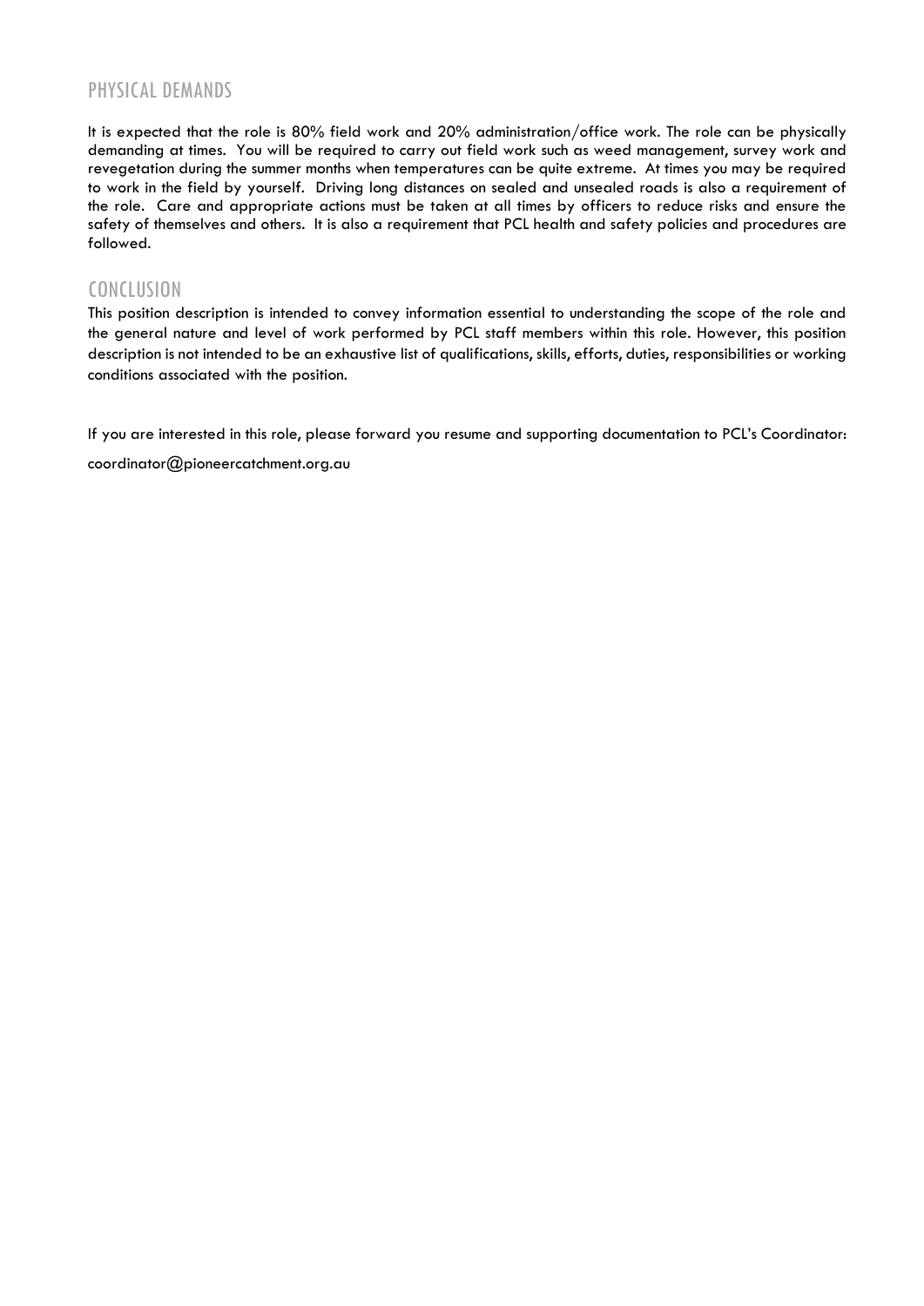## PHYSICAL DEMANDS

It is expected that the role is 80% field work and 20% administration/office work. The role can be physically demanding at times. You will be required to carry out field work such as weed management, survey work and revegetation during the summer months when temperatures can be quite extreme. At times you may be required to work in the field by yourself. Driving long distances on sealed and unsealed roads is also a requirement of the role. Care and appropriate actions must be taken at all times by officers to reduce risks and ensure the safety of themselves and others. It is also a requirement that PCL health and safety policies and procedures are followed.

## CONCLUSION

This position description is intended to convey information essential to understanding the scope of the role and the general nature and level of work performed by PCL staff members within this role. However, this position description is not intended to be an exhaustive list of qualifications, skills, efforts, duties, responsibilities or working conditions associated with the position.

If you are interested in this role, please forward you resume and supporting documentation to PCL's Coordinator:

coordinator@pioneercatchment.org.au